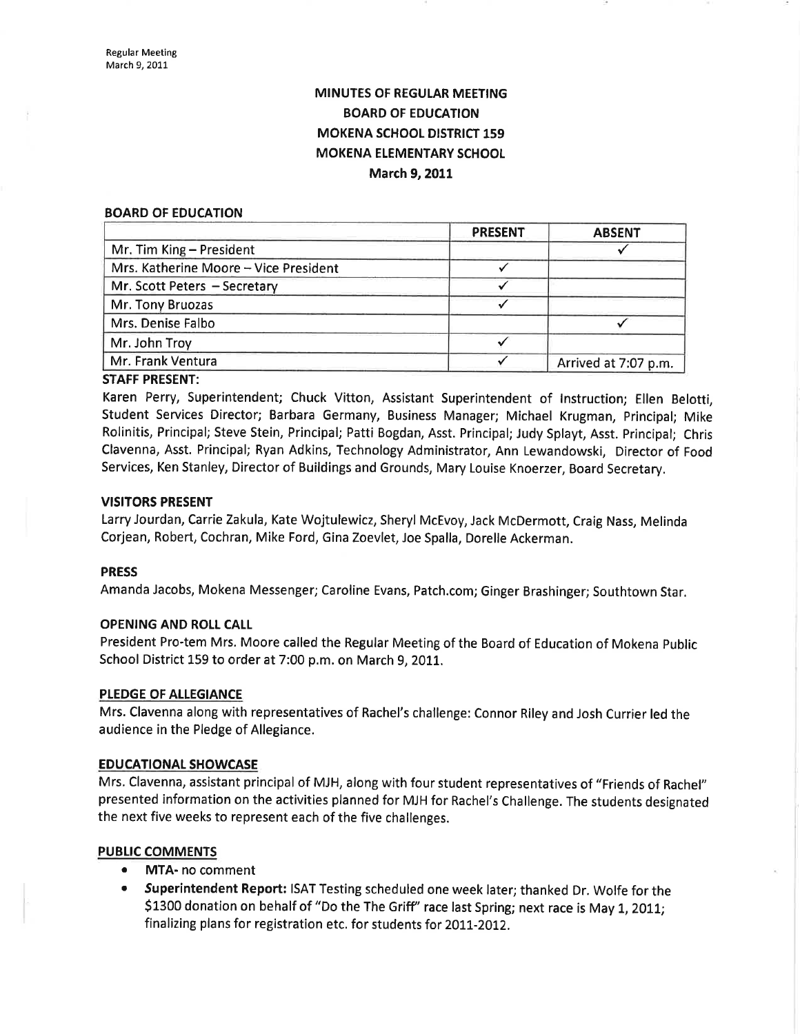# MINUTES OF REGULAR MEETING
# BOARD OF EDUCATION
# MOKENA SCHOOL DISTRICT 159
# MOKENA ELEMENTARY SCHOOL
# March 9, 2011

## BOARD OF EDUCATION

| | PRESENT | ABSENT |
|---|---|---|
| Mr. Tim King – President | | ✓ |
| Mrs. Katherine Moore – Vice President | ✓ | |
| Mr. Scott Peters – Secretary | ✓ | |
| Mr. Tony Bruozas | ✓ | |
| Mrs. Denise Falbo | | ✓ |
| Mr. John Troy | ✓ | |
| Mr. Frank Ventura | ✓ | Arrived at 7:07 p.m. |

## STAFF PRESENT:

Karen Perry, Superintendent; Chuck Vitton, Assistant Superintendent of Instruction; Ellen Belotti, Student Services Director; Barbara Germany, Business Manager; Michael Krugman, Principal; Mike Rolinitis, Principal; Steve Stein, Principal; Patti Bogdan, Asst. Principal; Judy Splayt, Asst. Principal; Chris Clavenna, Asst. Principal; Ryan Adkins, Technology Administrator, Ann Lewandowski, Director of Food Services, Ken Stanley, Director of Buildings and Grounds, Mary Louise Knoerzer, Board Secretary.

## VISITORS PRESENT

Larry Jourdan, Carrie Zakula, Kate Wojtulewicz, Sheryl McEvoy, Jack McDermott, Craig Nass, Melinda Corjean, Robert, Cochran, Mike Ford, Gina Zoevlet, Joe Spalla, Dorelle Ackerman.

## PRESS

Amanda Jacobs, Mokena Messenger; Caroline Evans, Patch.com; Ginger Brashinger; Southtown Star.

## OPENING AND ROLL CALL

President Pro-tem Mrs. Moore called the Regular Meeting of the Board of Education of Mokena Public School District 159 to order at 7:00 p.m. on March 9, 2011.

## PLEDGE OF ALLEGIANCE

Mrs. Clavenna along with representatives of Rachel's challenge: Connor Riley and Josh Currier led the audience in the Pledge of Allegiance.

## EDUCATIONAL SHOWCASE

Mrs. Clavenna, assistant principal of MJH, along with four student representatives of "Friends of Rachel" presented information on the activities planned for MJH for Rachel's Challenge. The students designated the next five weeks to represent each of the five challenges.

## PUBLIC COMMENTS

- **MTA-** no comment
- ***S*uperintendent Report:** ISAT Testing scheduled one week later; thanked Dr. Wolfe for the $1300 donation on behalf of "Do the The Griff" race last Spring; next race is May 1, 2011; finalizing plans for registration etc. for students for 2011-2012.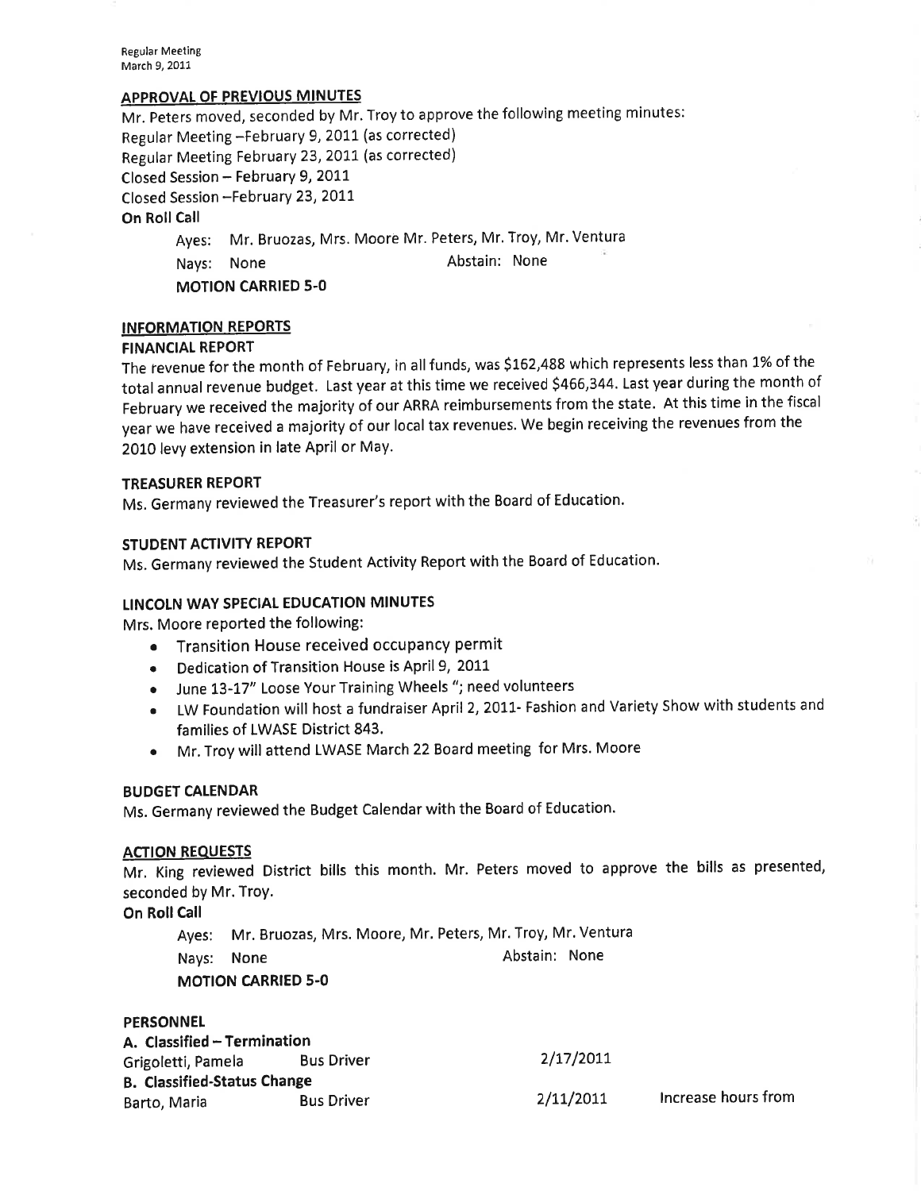## APPROVAL OF PREVIOUS MINUTES

Mr. Peters moved, seconded by Mr. Troy to approve the following meeting minutes:
Regular Meeting –February 9, 2011 (as corrected)
Regular Meeting February 23, 2011 (as corrected)
Closed Session – February 9, 2011
Closed Session –February 23, 2011

**On Roll Call**

Ayes: Mr. Bruozas, Mrs. Moore Mr. Peters, Mr. Troy, Mr. Ventura
Nays: None Abstain: None
**MOTION CARRIED 5-0**

## INFORMATION REPORTS

### FINANCIAL REPORT

The revenue for the month of February, in all funds, was $162,488 which represents less than 1% of the total annual revenue budget. Last year at this time we received $466,344. Last year during the month of February we received the majority of our ARRA reimbursements from the state. At this time in the fiscal year we have received a majority of our local tax revenues. We begin receiving the revenues from the 2010 levy extension in late April or May.

### TREASURER REPORT

Ms. Germany reviewed the Treasurer's report with the Board of Education.

### STUDENT ACTIVITY REPORT

Ms. Germany reviewed the Student Activity Report with the Board of Education.

### LINCOLN WAY SPECIAL EDUCATION MINUTES

Mrs. Moore reported the following:

- Transition House received occupancy permit
- Dedication of Transition House is April 9, 2011
- June 13-17" Loose Your Training Wheels "; need volunteers
- LW Foundation will host a fundraiser April 2, 2011- Fashion and Variety Show with students and families of LWASE District 843.
- Mr. Troy will attend LWASE March 22 Board meeting for Mrs. Moore

### BUDGET CALENDAR

Ms. Germany reviewed the Budget Calendar with the Board of Education.

## ACTION REQUESTS

Mr. King reviewed District bills this month. Mr. Peters moved to approve the bills as presented, seconded by Mr. Troy.

**On Roll Call**

Ayes: Mr. Bruozas, Mrs. Moore, Mr. Peters, Mr. Troy, Mr. Ventura
Nays: None Abstain: None
**MOTION CARRIED 5-0**

### PERSONNEL

**A. Classified – Termination**

| | | | |
|---|---|---|---|
| Grigoletti, Pamela | Bus Driver | 2/17/2011 | |

**B. Classified-Status Change**

| | | | |
|---|---|---|---|
| Barto, Maria | Bus Driver | 2/11/2011 | Increase hours from |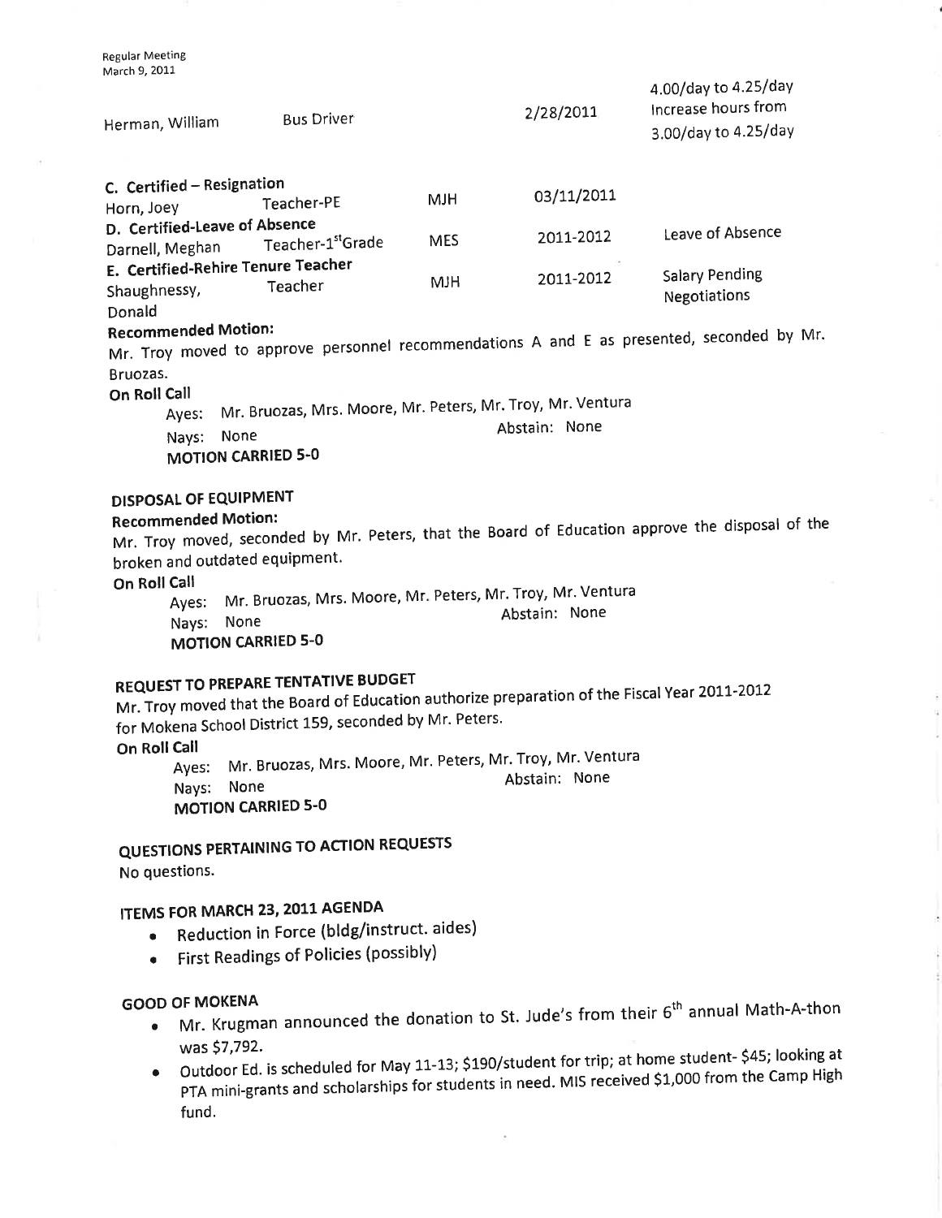| | | | | |
|---|---|---|---|---|
| Herman, William | Bus Driver | | 2/28/2011 | 4.00/day to 4.25/day Increase hours from 3.00/day to 4.25/day |

**C. Certified – Resignation**

| | | | | |
|---|---|---|---|---|
| Horn, Joey | Teacher-PE | MJH | 03/11/2011 | |

**D. Certified-Leave of Absence**

| | | | | |
|---|---|---|---|---|
| Darnell, Meghan | Teacher-1st Grade | MES | 2011-2012 | Leave of Absence |

**E. Certified-Rehire Tenure Teacher**

| | | | | |
|---|---|---|---|---|
| Shaughnessy, Donald | Teacher | MJH | 2011-2012 | Salary Pending Negotiations |

**Recommended Motion:**
Mr. Troy moved to approve personnel recommendations A and E as presented, seconded by Mr. Bruozas.

**On Roll Call**

Ayes: Mr. Bruozas, Mrs. Moore, Mr. Peters, Mr. Troy, Mr. Ventura
Nays: None Abstain: None
**MOTION CARRIED 5-0**

## DISPOSAL OF EQUIPMENT

**Recommended Motion:**
Mr. Troy moved, seconded by Mr. Peters, that the Board of Education approve the disposal of the broken and outdated equipment.

**On Roll Call**

Ayes: Mr. Bruozas, Mrs. Moore, Mr. Peters, Mr. Troy, Mr. Ventura
Nays: None Abstain: None
**MOTION CARRIED 5-0**

## REQUEST TO PREPARE TENTATIVE BUDGET

Mr. Troy moved that the Board of Education authorize preparation of the Fiscal Year 2011-2012 for Mokena School District 159, seconded by Mr. Peters.

**On Roll Call**

Ayes: Mr. Bruozas, Mrs. Moore, Mr. Peters, Mr. Troy, Mr. Ventura
Nays: None Abstain: None
**MOTION CARRIED 5-0**

## QUESTIONS PERTAINING TO ACTION REQUESTS

No questions.

## ITEMS FOR MARCH 23, 2011 AGENDA

- Reduction in Force (bldg/instruct. aides)
- First Readings of Policies (possibly)

## GOOD OF MOKENA

- Mr. Krugman announced the donation to St. Jude's from their 6th annual Math-A-thon was $7,792.
- Outdoor Ed. is scheduled for May 11-13; $190/student for trip; at home student- $45; looking at PTA mini-grants and scholarships for students in need. MIS received $1,000 from the Camp High fund.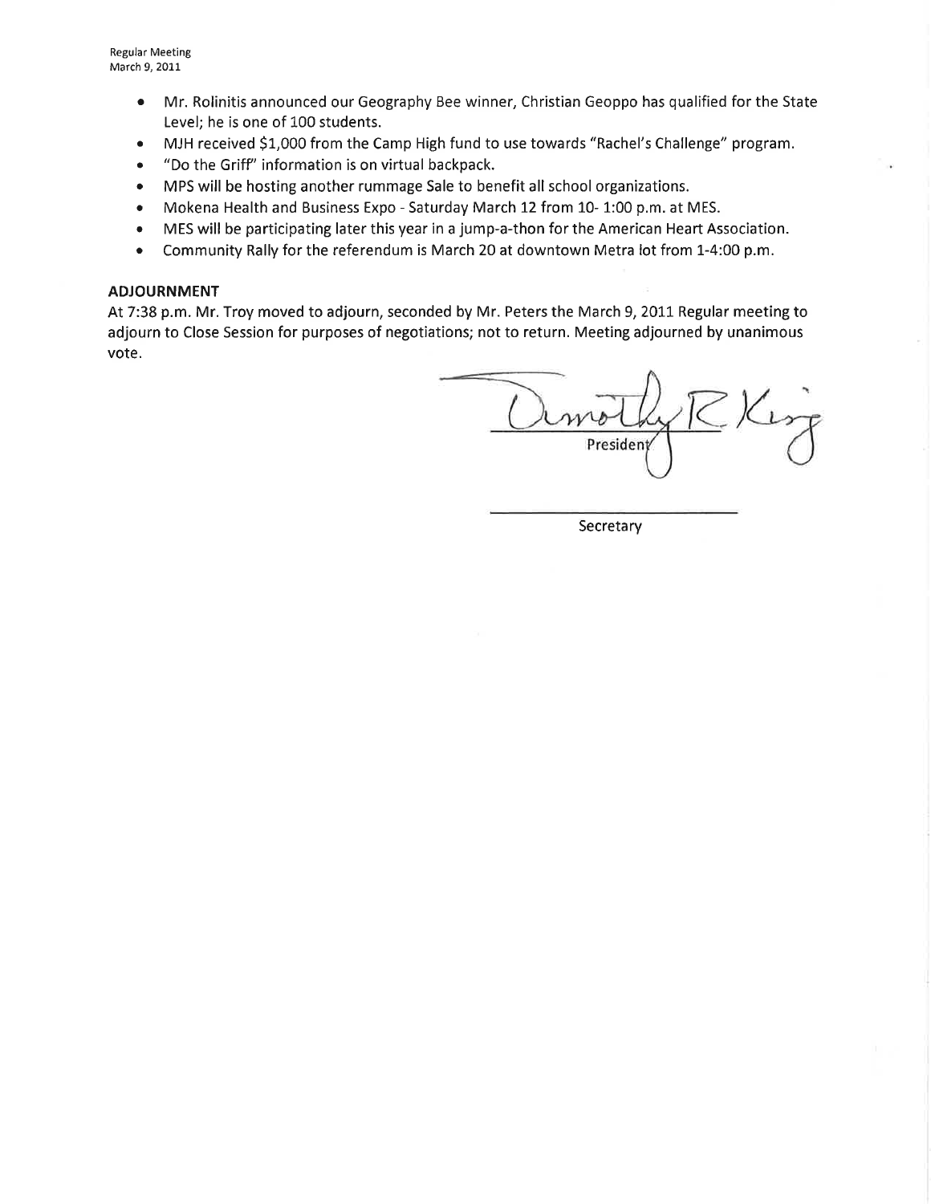- Mr. Rolinitis announced our Geography Bee winner, Christian Geoppo has qualified for the State Level; he is one of 100 students.
- MJH received $1,000 from the Camp High fund to use towards "Rachel's Challenge" program.
- "Do the Griff" information is on virtual backpack.
- MPS will be hosting another rummage Sale to benefit all school organizations.
- Mokena Health and Business Expo - Saturday March 12 from 10- 1:00 p.m. at MES.
- MES will be participating later this year in a jump-a-thon for the American Heart Association.
- Community Rally for the referendum is March 20 at downtown Metra lot from 1-4:00 p.m.

**ADJOURNMENT**

At 7:38 p.m. Mr. Troy moved to adjourn, seconded by Mr. Peters the March 9, 2011 Regular meeting to adjourn to Close Session for purposes of negotiations; not to return. Meeting adjourned by unanimous vote.

Timothy R King

President

Secretary